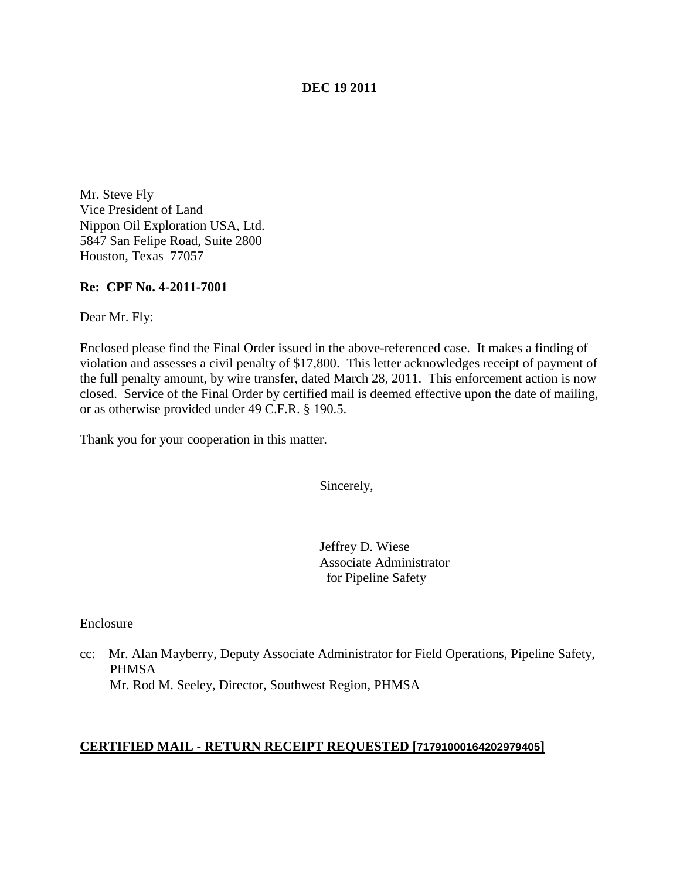**DEC 19 2011**

Mr. Steve Fly
Vice President of Land
Nippon Oil Exploration USA, Ltd.
5847 San Felipe Road, Suite 2800
Houston, Texas 77057

**Re: CPF No. 4-2011-7001**

Dear Mr. Fly:

Enclosed please find the Final Order issued in the above-referenced case. It makes a finding of violation and assesses a civil penalty of $17,800. This letter acknowledges receipt of payment of the full penalty amount, by wire transfer, dated March 28, 2011. This enforcement action is now closed. Service of the Final Order by certified mail is deemed effective upon the date of mailing, or as otherwise provided under 49 C.F.R. § 190.5.

Thank you for your cooperation in this matter.

Sincerely,

Jeffrey D. Wiese
Associate Administrator
for Pipeline Safety

Enclosure

cc: Mr. Alan Mayberry, Deputy Associate Administrator for Field Operations, Pipeline Safety, PHMSA
Mr. Rod M. Seeley, Director, Southwest Region, PHMSA

**CERTIFIED MAIL - RETURN RECEIPT REQUESTED [71791000164202979405]**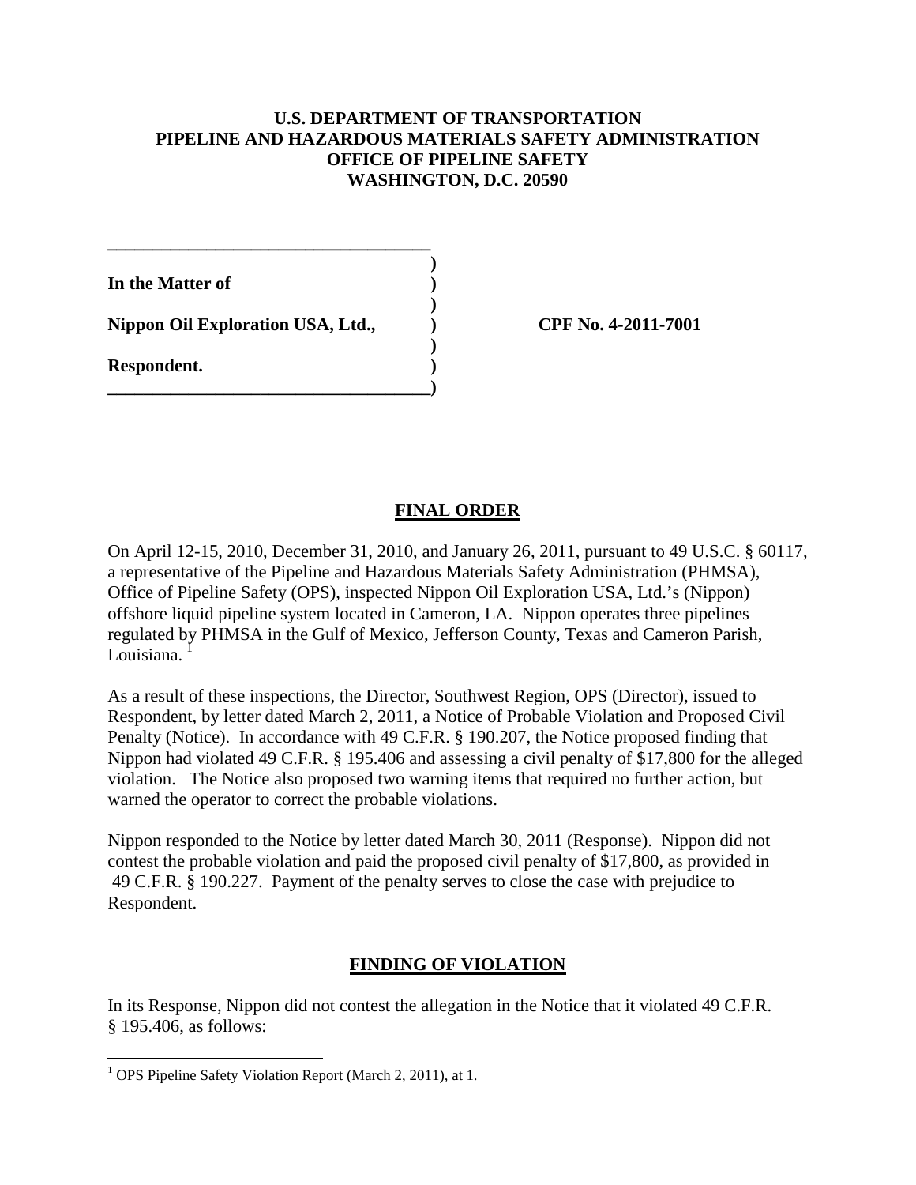**U.S. DEPARTMENT OF TRANSPORTATION**
**PIPELINE AND HAZARDOUS MATERIALS SAFETY ADMINISTRATION**
**OFFICE OF PIPELINE SAFETY**
**WASHINGTON, D.C. 20590**

| | | |
|---|---|---|
| **In the Matter of** | ) | |
| | ) | |
| **Nippon Oil Exploration USA, Ltd.,** | ) | **CPF No. 4-2011-7001** |
| | ) | |
| **Respondent.** | ) | |

## FINAL ORDER

On April 12-15, 2010, December 31, 2010, and January 26, 2011, pursuant to 49 U.S.C. § 60117, a representative of the Pipeline and Hazardous Materials Safety Administration (PHMSA), Office of Pipeline Safety (OPS), inspected Nippon Oil Exploration USA, Ltd.'s (Nippon) offshore liquid pipeline system located in Cameron, LA. Nippon operates three pipelines regulated by PHMSA in the Gulf of Mexico, Jefferson County, Texas and Cameron Parish, Louisiana. [1]

As a result of these inspections, the Director, Southwest Region, OPS (Director), issued to Respondent, by letter dated March 2, 2011, a Notice of Probable Violation and Proposed Civil Penalty (Notice). In accordance with 49 C.F.R. § 190.207, the Notice proposed finding that Nippon had violated 49 C.F.R. § 195.406 and assessing a civil penalty of $17,800 for the alleged violation. The Notice also proposed two warning items that required no further action, but warned the operator to correct the probable violations.

Nippon responded to the Notice by letter dated March 30, 2011 (Response). Nippon did not contest the probable violation and paid the proposed civil penalty of $17,800, as provided in 49 C.F.R. § 190.227. Payment of the penalty serves to close the case with prejudice to Respondent.

## FINDING OF VIOLATION

In its Response, Nippon did not contest the allegation in the Notice that it violated 49 C.F.R. § 195.406, as follows:

---

[1] OPS Pipeline Safety Violation Report (March 2, 2011), at 1.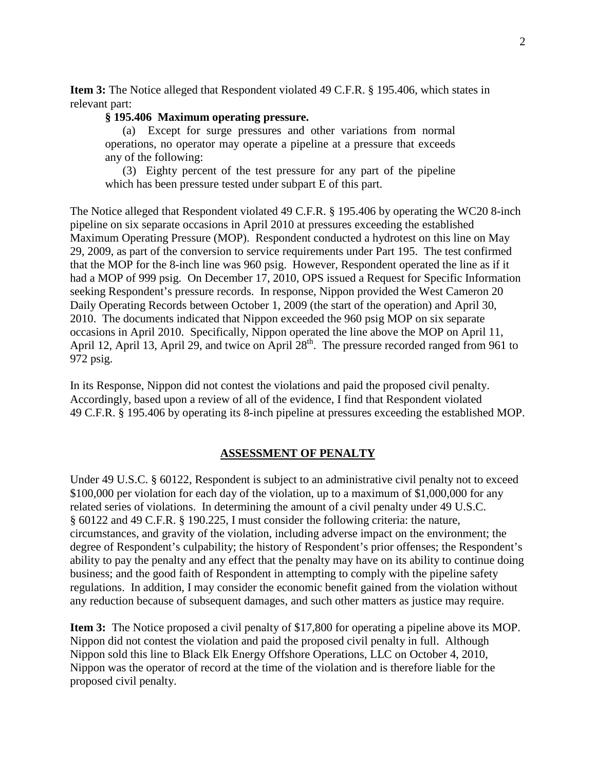**Item 3:** The Notice alleged that Respondent violated 49 C.F.R. § 195.406, which states in relevant part:

> **§ 195.406 Maximum operating pressure.**
>
> (a) Except for surge pressures and other variations from normal operations, no operator may operate a pipeline at a pressure that exceeds any of the following:
>
> (3) Eighty percent of the test pressure for any part of the pipeline which has been pressure tested under subpart E of this part.

The Notice alleged that Respondent violated 49 C.F.R. § 195.406 by operating the WC20 8-inch pipeline on six separate occasions in April 2010 at pressures exceeding the established Maximum Operating Pressure (MOP). Respondent conducted a hydrotest on this line on May 29, 2009, as part of the conversion to service requirements under Part 195. The test confirmed that the MOP for the 8-inch line was 960 psig. However, Respondent operated the line as if it had a MOP of 999 psig. On December 17, 2010, OPS issued a Request for Specific Information seeking Respondent's pressure records. In response, Nippon provided the West Cameron 20 Daily Operating Records between October 1, 2009 (the start of the operation) and April 30, 2010. The documents indicated that Nippon exceeded the 960 psig MOP on six separate occasions in April 2010. Specifically, Nippon operated the line above the MOP on April 11, April 12, April 13, April 29, and twice on April 28th. The pressure recorded ranged from 961 to 972 psig.

In its Response, Nippon did not contest the violations and paid the proposed civil penalty. Accordingly, based upon a review of all of the evidence, I find that Respondent violated 49 C.F.R. § 195.406 by operating its 8-inch pipeline at pressures exceeding the established MOP.

## ASSESSMENT OF PENALTY

Under 49 U.S.C. § 60122, Respondent is subject to an administrative civil penalty not to exceed $100,000 per violation for each day of the violation, up to a maximum of $1,000,000 for any related series of violations. In determining the amount of a civil penalty under 49 U.S.C. § 60122 and 49 C.F.R. § 190.225, I must consider the following criteria: the nature, circumstances, and gravity of the violation, including adverse impact on the environment; the degree of Respondent's culpability; the history of Respondent's prior offenses; the Respondent's ability to pay the penalty and any effect that the penalty may have on its ability to continue doing business; and the good faith of Respondent in attempting to comply with the pipeline safety regulations. In addition, I may consider the economic benefit gained from the violation without any reduction because of subsequent damages, and such other matters as justice may require.

**Item 3:** The Notice proposed a civil penalty of $17,800 for operating a pipeline above its MOP. Nippon did not contest the violation and paid the proposed civil penalty in full. Although Nippon sold this line to Black Elk Energy Offshore Operations, LLC on October 4, 2010, Nippon was the operator of record at the time of the violation and is therefore liable for the proposed civil penalty.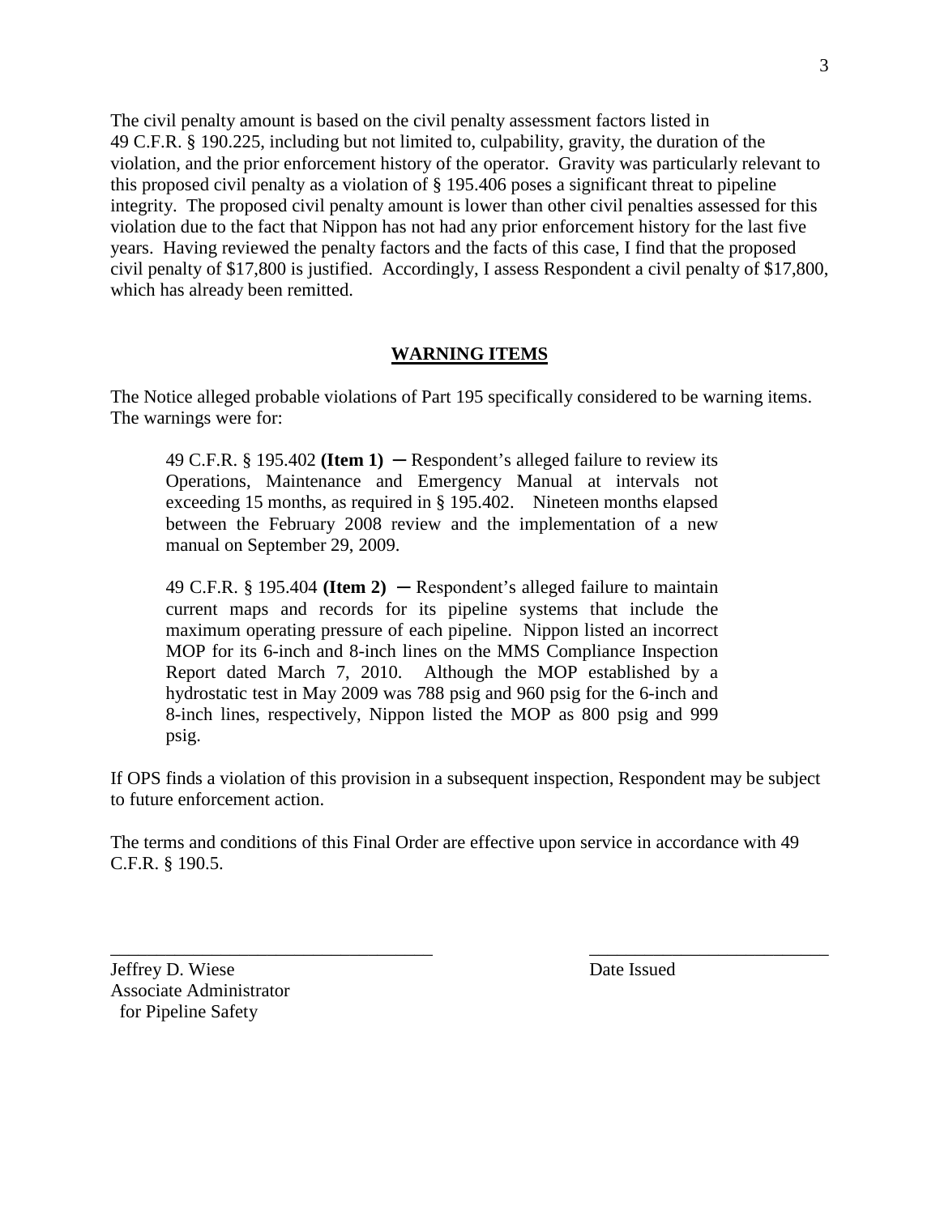The civil penalty amount is based on the civil penalty assessment factors listed in 49 C.F.R. § 190.225, including but not limited to, culpability, gravity, the duration of the violation, and the prior enforcement history of the operator. Gravity was particularly relevant to this proposed civil penalty as a violation of § 195.406 poses a significant threat to pipeline integrity. The proposed civil penalty amount is lower than other civil penalties assessed for this violation due to the fact that Nippon has not had any prior enforcement history for the last five years. Having reviewed the penalty factors and the facts of this case, I find that the proposed civil penalty of $17,800 is justified. Accordingly, I assess Respondent a civil penalty of $17,800, which has already been remitted.

## WARNING ITEMS

The Notice alleged probable violations of Part 195 specifically considered to be warning items. The warnings were for:

> 49 C.F.R. § 195.402 **(Item 1)** — Respondent's alleged failure to review its Operations, Maintenance and Emergency Manual at intervals not exceeding 15 months, as required in § 195.402. Nineteen months elapsed between the February 2008 review and the implementation of a new manual on September 29, 2009.
>
> 49 C.F.R. § 195.404 **(Item 2)** — Respondent's alleged failure to maintain current maps and records for its pipeline systems that include the maximum operating pressure of each pipeline. Nippon listed an incorrect MOP for its 6-inch and 8-inch lines on the MMS Compliance Inspection Report dated March 7, 2010. Although the MOP established by a hydrostatic test in May 2009 was 788 psig and 960 psig for the 6-inch and 8-inch lines, respectively, Nippon listed the MOP as 800 psig and 999 psig.

If OPS finds a violation of this provision in a subsequent inspection, Respondent may be subject to future enforcement action.

The terms and conditions of this Final Order are effective upon service in accordance with 49 C.F.R. § 190.5.

\_\_\_\_\_\_\_\_\_\_\_\_\_\_\_\_\_\_\_\_\_\_\_\_\_\_\_\_\_\_\_\_\_\_\_ \_\_\_\_\_\_\_\_\_\_\_\_\_\_\_\_\_\_\_\_\_\_\_\_\_\_

Jeffrey D. Wiese
Associate Administrator
for Pipeline Safety

Date Issued